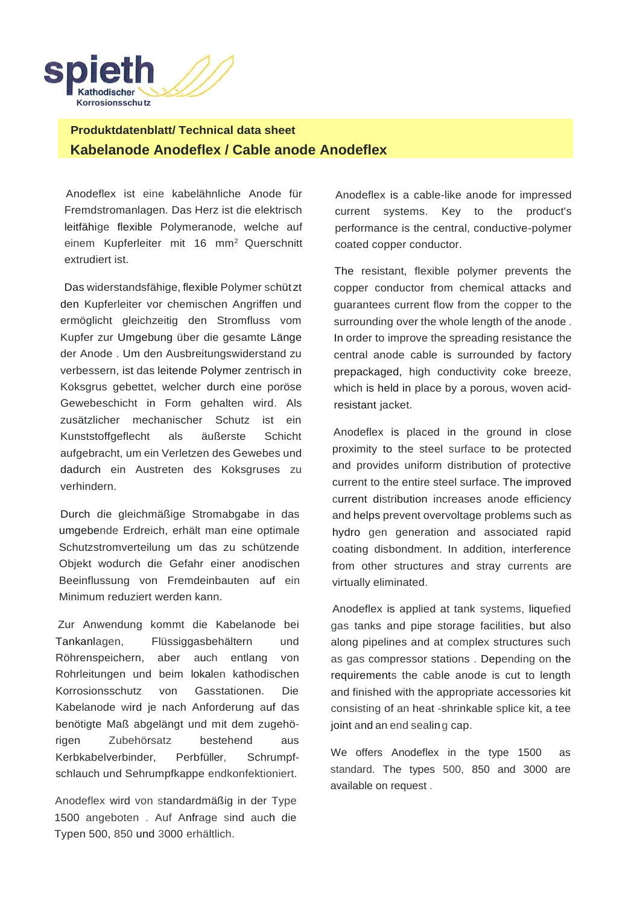spieth
Kathodischer Korrosionsschutz

## Produktdatenblatt/ Technical data sheet

# Kabelanode Anodeflex / Cable anode Anodeflex

Anodeflex ist eine kabelähnliche Anode für Fremdstromanlagen. Das Herz ist die elektrisch leitfähige flexible Polymeranode, welche auf einem Kupferleiter mit 16 mm$^2$ Querschnitt extrudiert ist.

Das widerstandsfähige, flexible Polymer schützt den Kupferleiter vor chemischen Angriffen und ermöglicht gleichzeitig den Stromfluss vom Kupfer zur Umgebung über die gesamte Länge der Anode . Um den Ausbreitungswiderstand zu verbessern, ist das leitende Polymer zentrisch in Koksgrus gebettet, welcher durch eine poröse Gewebeschicht in Form gehalten wird. Als zusätzlicher mechanischer Schutz ist ein Kunststoffgeflecht als äußerste Schicht aufgebracht, um ein Verletzen des Gewebes und dadurch ein Austreten des Koksgruses zu verhindern.

Durch die gleichmäßige Stromabgabe in das umgebende Erdreich, erhält man eine optimale Schutzstromverteilung um das zu schützende Objekt wodurch die Gefahr einer anodischen Beeinflussung von Fremdeinbauten auf ein Minimum reduziert werden kann.

Zur Anwendung kommt die Kabelanode bei Tankanlagen, Flüssiggasbehältern und Röhrenspeichern, aber auch entlang von Rohrleitungen und beim lokalen kathodischen Korrosionsschutz von Gasstationen. Die Kabelanode wird je nach Anforderung auf das benötigte Maß abgelängt und mit dem zugehörigen Zubehörsatz bestehend aus Kerbkabelverbinder, Perbfüller, Schrumpfschlauch und Sehrumpfkappe endkonfektioniert.

Anodeflex wird von standardmäßig in der Type 1500 angeboten . Auf Anfrage sind auch die Typen 500, 850 und 3000 erhältlich.

Anodeflex is a cable-like anode for impressed current systems. Key to the product's performance is the central, conductive-polymer coated copper conductor.

The resistant, flexible polymer prevents the copper conductor from chemical attacks and guarantees current flow from the copper to the surrounding over the whole length of the anode . In order to improve the spreading resistance the central anode cable is surrounded by factory prepackaged, high conductivity coke breeze, which is held in place by a porous, woven acid-resistant jacket.

Anodeflex is placed in the ground in close proximity to the steel surface to be protected and provides uniform distribution of protective current to the entire steel surface. The improved current distribution increases anode efficiency and helps prevent overvoltage problems such as hydro gen generation and associated rapid coating disbondment. In addition, interference from other structures and stray currents are virtually eliminated.

Anodeflex is applied at tank systems, liquefied gas tanks and pipe storage facilities, but also along pipelines and at complex structures such as gas compressor stations . Depending on the requirements the cable anode is cut to length and finished with the appropriate accessories kit consisting of an heat -shrinkable splice kit, a tee joint and an end sealing cap.

We offers Anodeflex in the type 1500 as standard. The types 500, 850 and 3000 are available on request .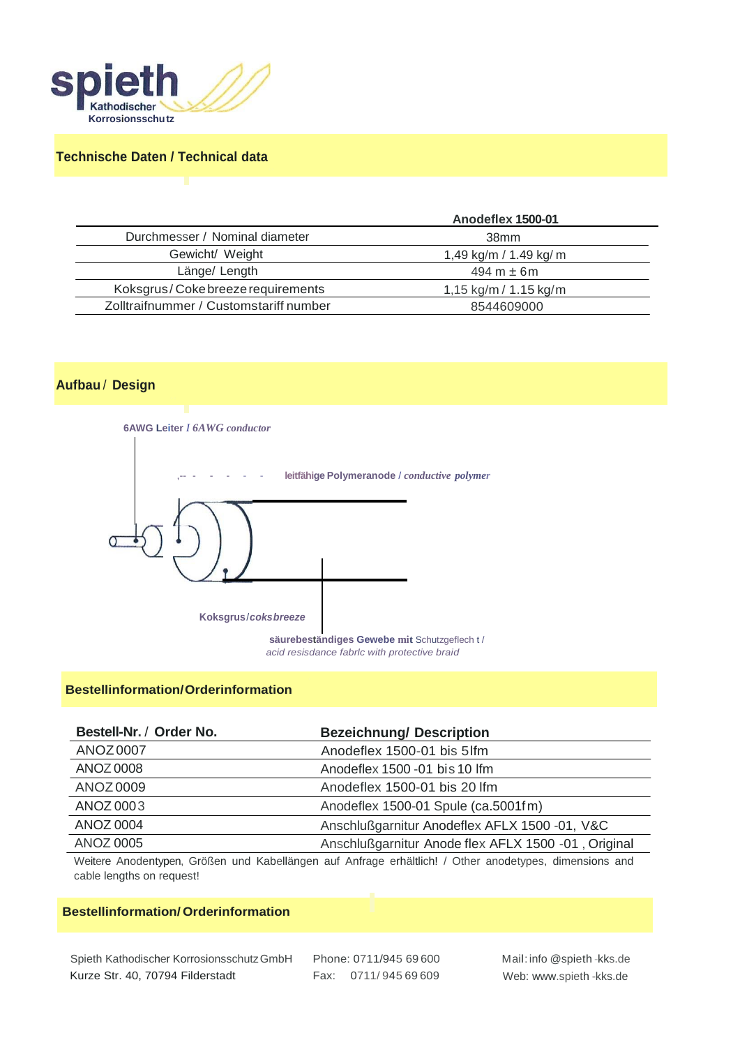**spieth** Kathodischer Korrosionsschutz

## Technische Daten / Technical data

| | Anodeflex 1500-01 |
|---|---|
| Durchmesser / Nominal diameter | 38mm |
| Gewicht/ Weight | 1,49 kg/m / 1.49 kg/ m |
| Länge/ Length | 494 m ± 6m |
| Koksgrus / Coke breeze requirements | 1,15 kg/m / 1.15 kg/m |
| Zolltraifnummer / Customstariff number | 8544609000 |

## Aufbau / Design

6AWG Leiter / *6AWG conductor*

leitfähige Polymeranode / *conductive polymer*

Koksgrus/*coksbreeze*

säurebeständiges Gewebe mit Schutzgeflecht / *acid resisdance fabrlc with protective braid*

## Bestellinformation/Orderinformation

| Bestell-Nr. / Order No. | Bezeichnung/ Description |
|---|---|
| ANOZ 0007 | Anodeflex 1500-01 bis 5lfm |
| ANOZ 0008 | Anodeflex 1500 -01 bis 10 lfm |
| ANOZ 0009 | Anodeflex 1500-01 bis 20 lfm |
| ANOZ 0003 | Anodeflex 1500-01 Spule (ca.5001fm) |
| ANOZ 0004 | Anschlußgarnitur Anodeflex AFLX 1500 -01, V&C |
| ANOZ 0005 | Anschlußgarnitur Anode flex AFLX 1500 -01 , Original |

Weitere Anodentypen, Größen und Kabellängen auf Anfrage erhältlich! / Other anodetypes, dimensions and cable lengths on request!

## Bestellinformation/ Orderinformation

Spieth Kathodischer Korrosionsschutz GmbH
Kurze Str. 40, 70794 Filderstadt

Phone: 0711/945 69 600
Fax: 0711/ 945 69 609

Mail: info @spieth -kks.de
Web: www.spieth -kks.de